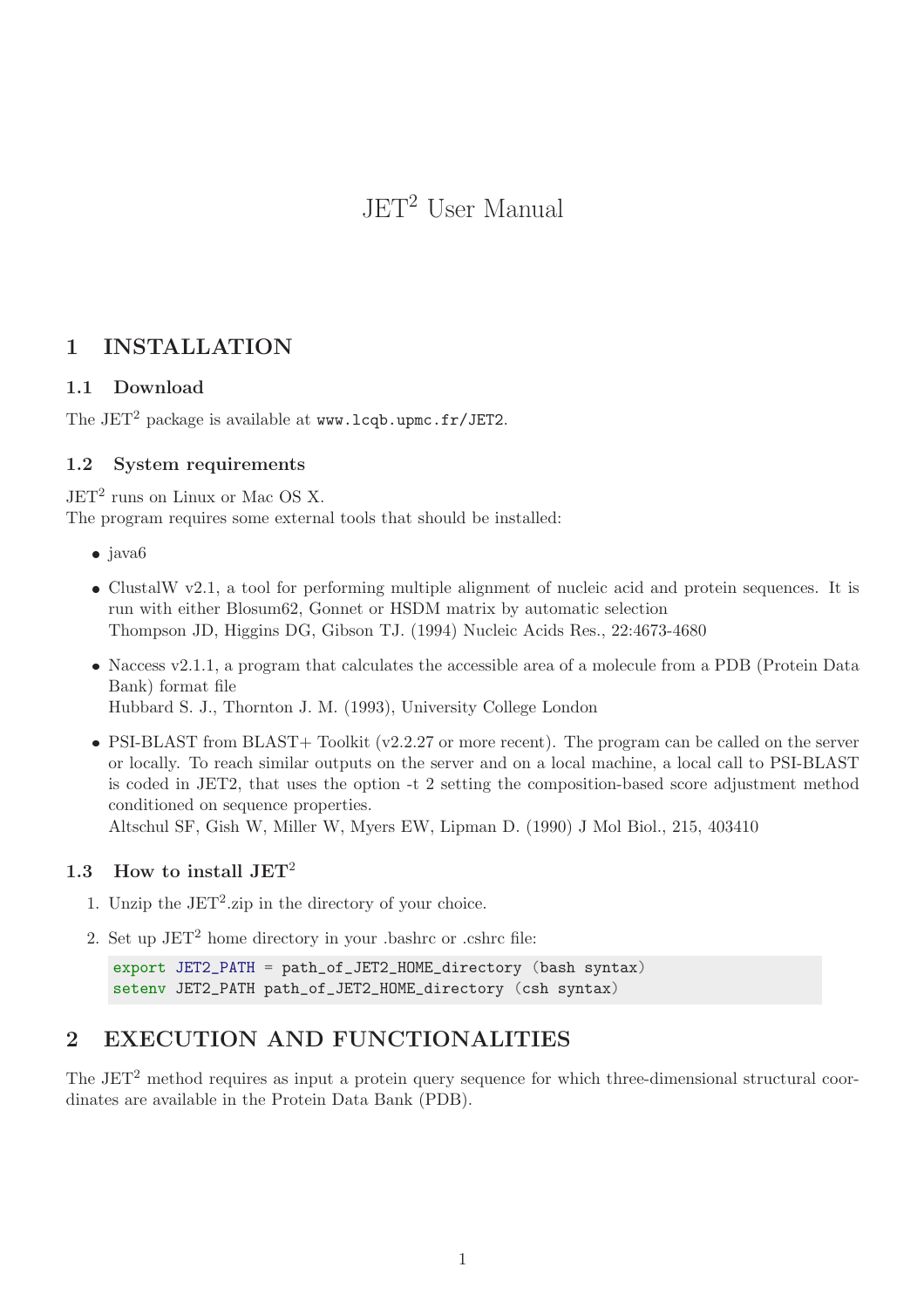# JET$^2$ User Manual

## 1 INSTALLATION

### 1.1 Download

The JET$^2$ package is available at `www.lcqb.upmc.fr/JET2`.

### 1.2 System requirements

JET$^2$ runs on Linux or Mac OS X.
The program requires some external tools that should be installed:

- java6
- ClustalW v2.1, a tool for performing multiple alignment of nucleic acid and protein sequences. It is run with either Blosum62, Gonnet or HSDM matrix by automatic selection
  Thompson JD, Higgins DG, Gibson TJ. (1994) Nucleic Acids Res., 22:4673-4680
- Naccess v2.1.1, a program that calculates the accessible area of a molecule from a PDB (Protein Data Bank) format file
  Hubbard S. J., Thornton J. M. (1993), University College London
- PSI-BLAST from BLAST+ Toolkit (v2.2.27 or more recent). The program can be called on the server or locally. To reach similar outputs on the server and on a local machine, a local call to PSI-BLAST is coded in JET2, that uses the option -t 2 setting the composition-based score adjustment method conditioned on sequence properties.
  Altschul SF, Gish W, Miller W, Myers EW, Lipman D. (1990) J Mol Biol., 215, 403410

### 1.3 How to install JET$^2$

1. Unzip the JET$^2$.zip in the directory of your choice.
2. Set up JET$^2$ home directory in your .bashrc or .cshrc file:

```
export JET2_PATH = path_of_JET2_HOME_directory (bash syntax)
setenv JET2_PATH path_of_JET2_HOME_directory (csh syntax)
```

## 2 EXECUTION AND FUNCTIONALITIES

The JET$^2$ method requires as input a protein query sequence for which three-dimensional structural coordinates are available in the Protein Data Bank (PDB).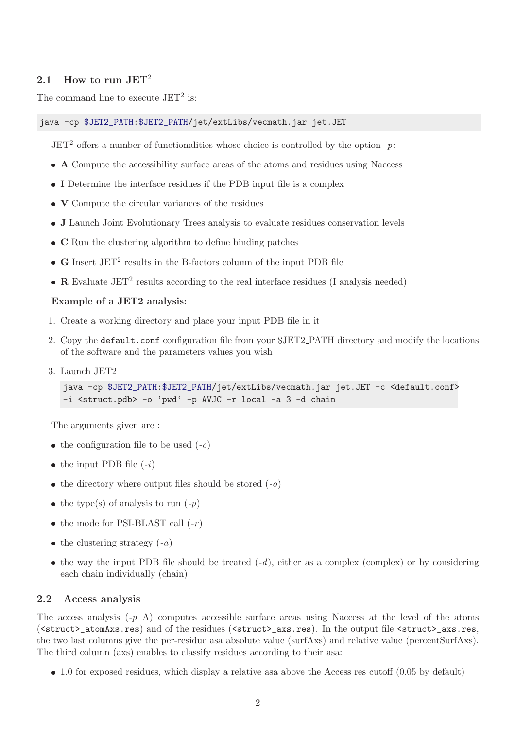## 2.1 How to run JET$^2$

The command line to execute JET$^2$ is:

```
java -cp $JET2_PATH:$JET2_PATH/jet/extLibs/vecmath.jar jet.JET
```

JET$^2$ offers a number of functionalities whose choice is controlled by the option *-p*:

- **A** Compute the accessibility surface areas of the atoms and residues using Naccess
- **I** Determine the interface residues if the PDB input file is a complex
- **V** Compute the circular variances of the residues
- **J** Launch Joint Evolutionary Trees analysis to evaluate residues conservation levels
- **C** Run the clustering algorithm to define binding patches
- **G** Insert JET$^2$ results in the B-factors column of the input PDB file
- **R** Evaluate JET$^2$ results according to the real interface residues (I analysis needed)

**Example of a JET2 analysis:**

1. Create a working directory and place your input PDB file in it
2. Copy the `default.conf` configuration file from your $JET2_PATH directory and modify the locations of the software and the parameters values you wish
3. Launch JET2

```
java -cp $JET2_PATH:$JET2_PATH/jet/extLibs/vecmath.jar jet.JET -c <default.conf>
-i <struct.pdb> -o `pwd` -p AVJC -r local -a 3 -d chain
```

The arguments given are :

- the configuration file to be used (*-c*)
- the input PDB file (*-i*)
- the directory where output files should be stored (*-o*)
- the type(s) of analysis to run (*-p*)
- the mode for PSI-BLAST call (*-r*)
- the clustering strategy (*-a*)
- the way the input PDB file should be treated (*-d*), either as a complex (complex) or by considering each chain individually (chain)

## 2.2 Access analysis

The access analysis (*-p* A) computes accessible surface areas using Naccess at the level of the atoms (`<struct>_atomAxs.res`) and of the residues (`<struct>_axs.res`). In the output file `<struct>_axs.res`, the two last columns give the per-residue asa absolute value (surfAxs) and relative value (percentSurfAxs). The third column (axs) enables to classify residues according to their asa:

- 1.0 for exposed residues, which display a relative asa above the Access res_cutoff (0.05 by default)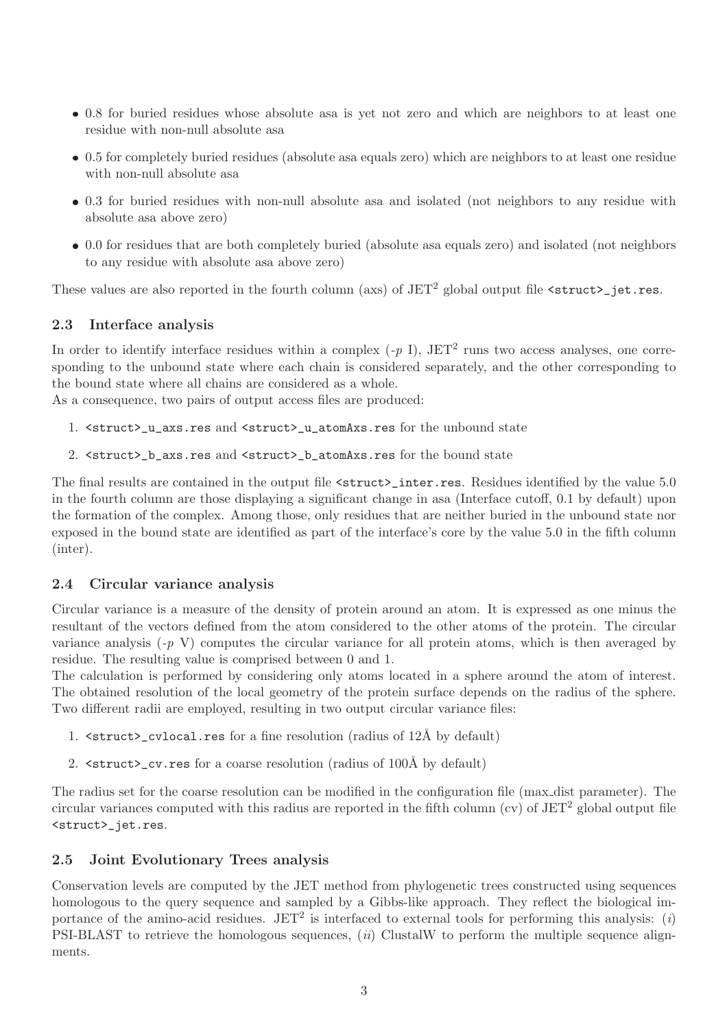- 0.8 for buried residues whose absolute asa is yet not zero and which are neighbors to at least one residue with non-null absolute asa
- 0.5 for completely buried residues (absolute asa equals zero) which are neighbors to at least one residue with non-null absolute asa
- 0.3 for buried residues with non-null absolute asa and isolated (not neighbors to any residue with absolute asa above zero)
- 0.0 for residues that are both completely buried (absolute asa equals zero) and isolated (not neighbors to any residue with absolute asa above zero)

These values are also reported in the fourth column (axs) of JET$^2$ global output file `<struct>_jet.res`.

### 2.3 Interface analysis

In order to identify interface residues within a complex (*-p* I), JET$^2$ runs two access analyses, one corresponding to the unbound state where each chain is considered separately, and the other corresponding to the bound state where all chains are considered as a whole.
As a consequence, two pairs of output access files are produced:

1. `<struct>_u_axs.res` and `<struct>_u_atomAxs.res` for the unbound state
2. `<struct>_b_axs.res` and `<struct>_b_atomAxs.res` for the bound state

The final results are contained in the output file `<struct>_inter.res`. Residues identified by the value 5.0 in the fourth column are those displaying a significant change in asa (Interface cutoff, 0.1 by default) upon the formation of the complex. Among those, only residues that are neither buried in the unbound state nor exposed in the bound state are identified as part of the interface's core by the value 5.0 in the fifth column (inter).

### 2.4 Circular variance analysis

Circular variance is a measure of the density of protein around an atom. It is expressed as one minus the resultant of the vectors defined from the atom considered to the other atoms of the protein. The circular variance analysis (*-p* V) computes the circular variance for all protein atoms, which is then averaged by residue. The resulting value is comprised between 0 and 1.
The calculation is performed by considering only atoms located in a sphere around the atom of interest. The obtained resolution of the local geometry of the protein surface depends on the radius of the sphere. Two different radii are employed, resulting in two output circular variance files:

1. `<struct>_cvlocal.res` for a fine resolution (radius of 12Å by default)
2. `<struct>_cv.res` for a coarse resolution (radius of 100Å by default)

The radius set for the coarse resolution can be modified in the configuration file (max_dist parameter). The circular variances computed with this radius are reported in the fifth column (cv) of JET$^2$ global output file `<struct>_jet.res`.

### 2.5 Joint Evolutionary Trees analysis

Conservation levels are computed by the JET method from phylogenetic trees constructed using sequences homologous to the query sequence and sampled by a Gibbs-like approach. They reflect the biological importance of the amino-acid residues. JET$^2$ is interfaced to external tools for performing this analysis: (*i*) PSI-BLAST to retrieve the homologous sequences, (*ii*) ClustalW to perform the multiple sequence alignments.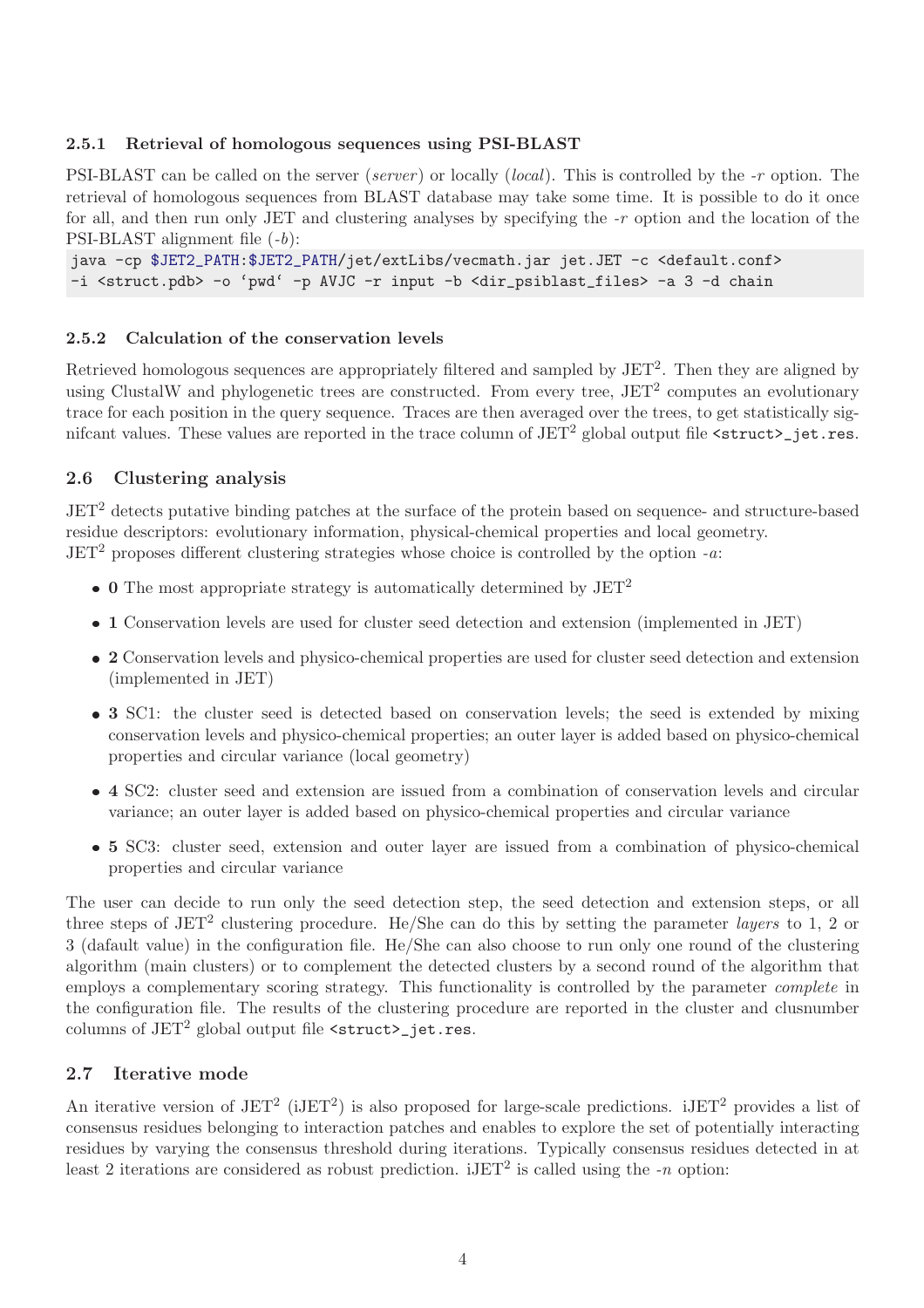#### 2.5.1 Retrieval of homologous sequences using PSI-BLAST

PSI-BLAST can be called on the server (*server*) or locally (*local*). This is controlled by the *-r* option. The retrieval of homologous sequences from BLAST database may take some time. It is possible to do it once for all, and then run only JET and clustering analyses by specifying the *-r* option and the location of the PSI-BLAST alignment file (*-b*):

```
java -cp $JET2_PATH:$JET2_PATH/jet/extLibs/vecmath.jar jet.JET -c <default.conf>
-i <struct.pdb> -o 'pwd' -p AVJC -r input -b <dir_psiblast_files> -a 3 -d chain
```

#### 2.5.2 Calculation of the conservation levels

Retrieved homologous sequences are appropriately filtered and sampled by JET$^2$. Then they are aligned by using ClustalW and phylogenetic trees are constructed. From every tree, JET$^2$ computes an evolutionary trace for each position in the query sequence. Traces are then averaged over the trees, to get statistically signifcant values. These values are reported in the trace column of JET$^2$ global output file `<struct>_jet.res`.

### 2.6 Clustering analysis

JET$^2$ detects putative binding patches at the surface of the protein based on sequence- and structure-based residue descriptors: evolutionary information, physical-chemical properties and local geometry.
JET$^2$ proposes different clustering strategies whose choice is controlled by the option *-a*:

- **0** The most appropriate strategy is automatically determined by JET$^2$
- **1** Conservation levels are used for cluster seed detection and extension (implemented in JET)
- **2** Conservation levels and physico-chemical properties are used for cluster seed detection and extension (implemented in JET)
- **3** SC1: the cluster seed is detected based on conservation levels; the seed is extended by mixing conservation levels and physico-chemical properties; an outer layer is added based on physico-chemical properties and circular variance (local geometry)
- **4** SC2: cluster seed and extension are issued from a combination of conservation levels and circular variance; an outer layer is added based on physico-chemical properties and circular variance
- **5** SC3: cluster seed, extension and outer layer are issued from a combination of physico-chemical properties and circular variance

The user can decide to run only the seed detection step, the seed detection and extension steps, or all three steps of JET$^2$ clustering procedure. He/She can do this by setting the parameter *layers* to 1, 2 or 3 (dafault value) in the configuration file. He/She can also choose to run only one round of the clustering algorithm (main clusters) or to complement the detected clusters by a second round of the algorithm that employs a complementary scoring strategy. This functionality is controlled by the parameter *complete* in the configuration file. The results of the clustering procedure are reported in the cluster and clusnumber columns of JET$^2$ global output file `<struct>_jet.res`.

### 2.7 Iterative mode

An iterative version of JET$^2$ (iJET$^2$) is also proposed for large-scale predictions. iJET$^2$ provides a list of consensus residues belonging to interaction patches and enables to explore the set of potentially interacting residues by varying the consensus threshold during iterations. Typically consensus residues detected in at least 2 iterations are considered as robust prediction. iJET$^2$ is called using the *-n* option: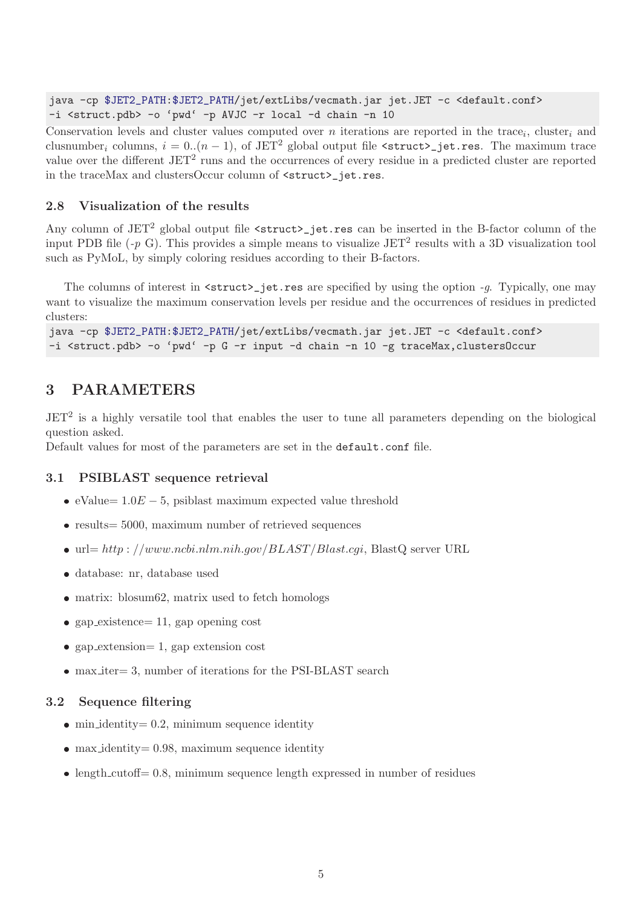```
java -cp $JET2_PATH:$JET2_PATH/jet/extLibs/vecmath.jar jet.JET -c <default.conf>
-i <struct.pdb> -o ‘pwd‘ -p AVJC -r local -d chain -n 10
```

Conservation levels and cluster values computed over $n$ iterations are reported in the trace$_i$, cluster$_i$ and clusnumber$_i$ columns, $i = 0..(n-1)$, of JET$^2$ global output file `<struct>_jet.res`. The maximum trace value over the different JET$^2$ runs and the occurrences of every residue in a predicted cluster are reported in the traceMax and clustersOccur column of `<struct>_jet.res`.

### 2.8 Visualization of the results

Any column of JET$^2$ global output file `<struct>_jet.res` can be inserted in the B-factor column of the input PDB file (*-p* G). This provides a simple means to visualize JET$^2$ results with a 3D visualization tool such as PyMoL, by simply coloring residues according to their B-factors.

The columns of interest in `<struct>_jet.res` are specified by using the option *-g*. Typically, one may want to visualize the maximum conservation levels per residue and the occurrences of residues in predicted clusters:

```
java -cp $JET2_PATH:$JET2_PATH/jet/extLibs/vecmath.jar jet.JET -c <default.conf>
-i <struct.pdb> -o ‘pwd‘ -p G -r input -d chain -n 10 -g traceMax,clustersOccur
```

## 3 PARAMETERS

JET$^2$ is a highly versatile tool that enables the user to tune all parameters depending on the biological question asked.
Default values for most of the parameters are set in the `default.conf` file.

### 3.1 PSIBLAST sequence retrieval

- eValue= $1.0E-5$, psiblast maximum expected value threshold
- results= 5000, maximum number of retrieved sequences
- url= *http://www.ncbi.nlm.nih.gov/BLAST/Blast.cgi*, BlastQ server URL
- database: nr, database used
- matrix: blosum62, matrix used to fetch homologs
- gap_existence= 11, gap opening cost
- gap_extension= 1, gap extension cost
- max_iter= 3, number of iterations for the PSI-BLAST search

### 3.2 Sequence filtering

- min_identity= 0.2, minimum sequence identity
- max_identity= 0.98, maximum sequence identity
- length_cutoff= 0.8, minimum sequence length expressed in number of residues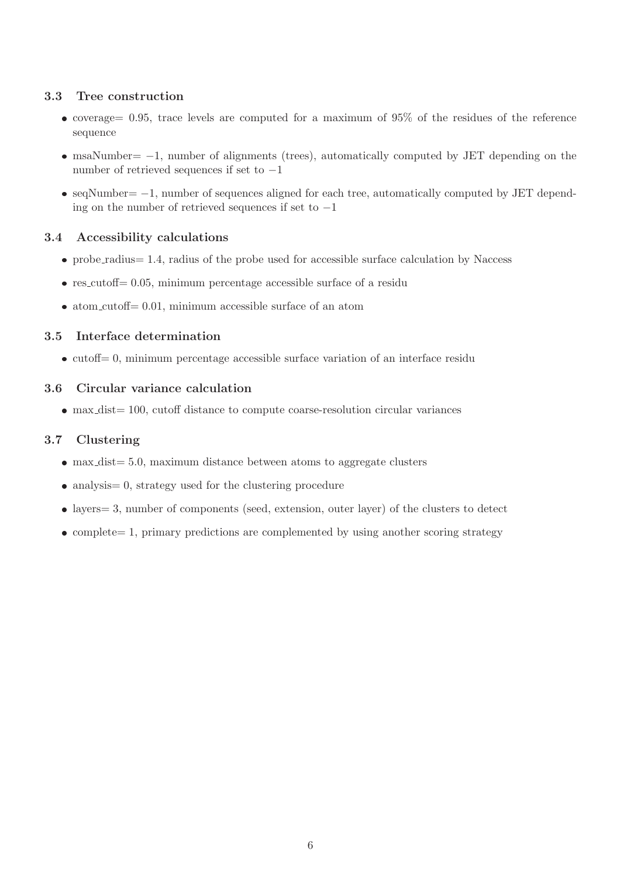### 3.3 Tree construction

- coverage= 0.95, trace levels are computed for a maximum of 95% of the residues of the reference sequence
- msaNumber= $-1$, number of alignments (trees), automatically computed by JET depending on the number of retrieved sequences if set to $-1$
- seqNumber= $-1$, number of sequences aligned for each tree, automatically computed by JET depending on the number of retrieved sequences if set to $-1$

### 3.4 Accessibility calculations

- probe_radius= 1.4, radius of the probe used for accessible surface calculation by Naccess
- res_cutoff= 0.05, minimum percentage accessible surface of a residu
- atom_cutoff= 0.01, minimum accessible surface of an atom

### 3.5 Interface determination

- cutoff= 0, minimum percentage accessible surface variation of an interface residu

### 3.6 Circular variance calculation

- max_dist= 100, cutoff distance to compute coarse-resolution circular variances

### 3.7 Clustering

- max_dist= 5.0, maximum distance between atoms to aggregate clusters
- analysis= 0, strategy used for the clustering procedure
- layers= 3, number of components (seed, extension, outer layer) of the clusters to detect
- complete= 1, primary predictions are complemented by using another scoring strategy